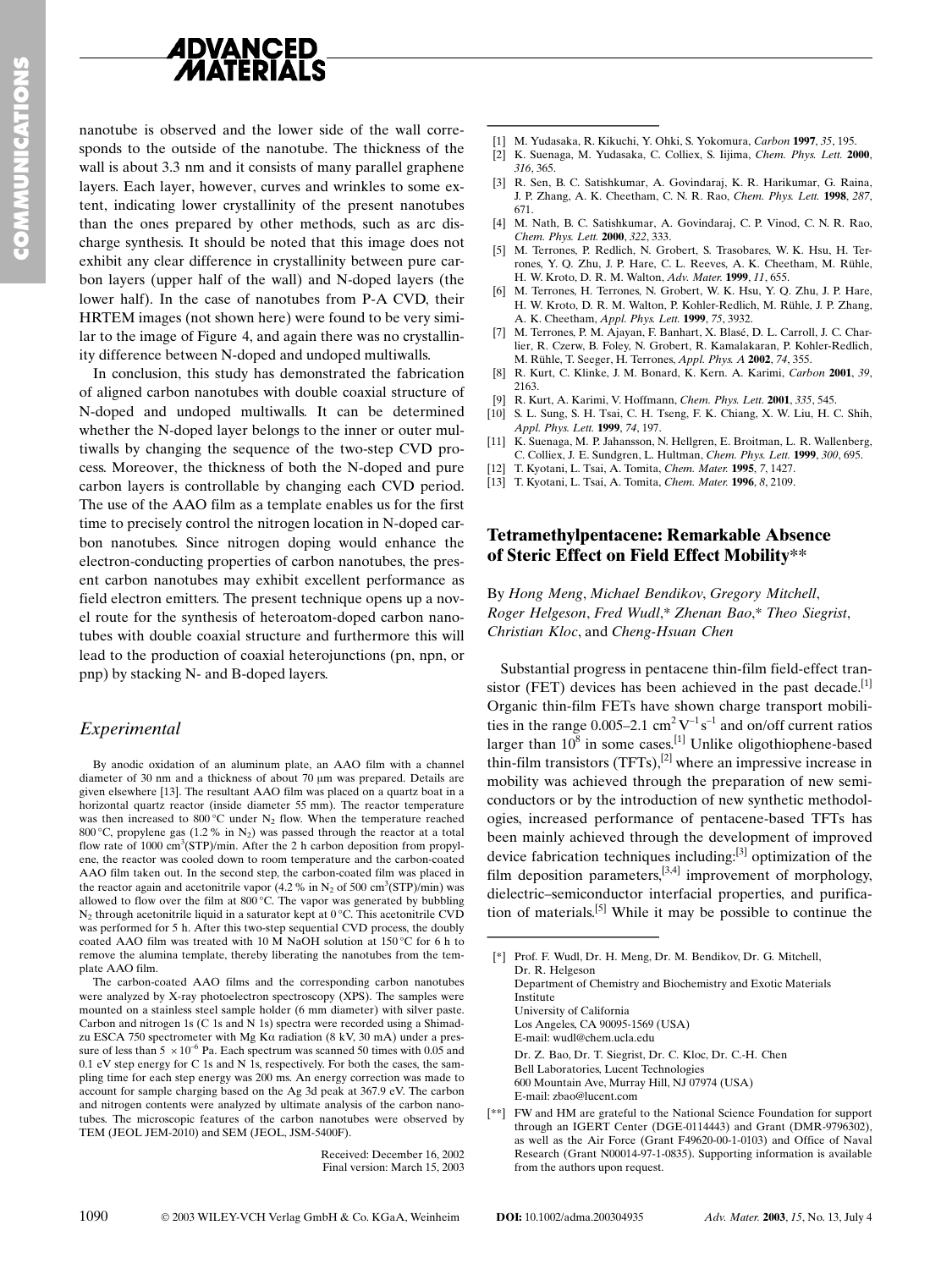nanotube is observed and the lower side of the wall corresponds to the outside of the nanotube. The thickness of the wall is about 3.3 nm and it consists of many parallel graphene layers. Each layer, however, curves and wrinkles to some extent, indicating lower crystallinity of the present nanotubes than the ones prepared by other methods, such as arc discharge synthesis. It should be noted that this image does not exhibit any clear difference in crystallinity between pure carbon layers (upper half of the wall) and N-doped layers (the lower half). In the case of nanotubes from P-A CVD, their HRTEM images (not shown here) were found to be very similar to the image of Figure 4, and again there was no crystallinity difference between N-doped and undoped multiwalls.

In conclusion, this study has demonstrated the fabrication of aligned carbon nanotubes with double coaxial structure of N-doped and undoped multiwalls. It can be determined whether the N-doped layer belongs to the inner or outer multiwalls by changing the sequence of the two-step CVD process. Moreover, the thickness of both the N-doped and pure carbon layers is controllable by changing each CVD period. The use of the AAO film as a template enables us for the first time to precisely control the nitrogen location in N-doped carbon nanotubes. Since nitrogen doping would enhance the electron-conducting properties of carbon nanotubes, the present carbon nanotubes may exhibit excellent performance as field electron emitters. The present technique opens up a novel route for the synthesis of heteroatom-doped carbon nanotubes with double coaxial structure and furthermore this will lead to the production of coaxial heterojunctions (pn, npn, or pnp) by stacking N- and B-doped layers.

## *Experimental*

By anodic oxidation of an aluminum plate, an AAO film with a channel diameter of 30 nm and a thickness of about 70 μm was prepared. Details are given elsewhere [13]. The resultant AAO film was placed on a quartz boat in a horizontal quartz reactor (inside diameter 55 mm). The reactor temperature was then increased to 800 °C under $N_2$ flow. When the temperature reached 800 °C, propylene gas (1.2 % in $N_2$) was passed through the reactor at a total flow rate of 1000 $cm^3$(STP)/min. After the 2 h carbon deposition from propylene, the reactor was cooled down to room temperature and the carbon-coated AAO film taken out. In the second step, the carbon-coated film was placed in the reactor again and acetonitrile vapor (4.2 % in $N_2$ of 500 $cm^3$(STP)/min) was allowed to flow over the film at 800 °C. The vapor was generated by bubbling $N_2$ through acetonitrile liquid in a saturator kept at 0 °C. This acetonitrile CVD was performed for 5 h. After this two-step sequential CVD process, the doubly coated AAO film was treated with 10 M NaOH solution at 150 °C for 6 h to remove the alumina template, thereby liberating the nanotubes from the template AAO film.

The carbon-coated AAO films and the corresponding carbon nanotubes were analyzed by X-ray photoelectron spectroscopy (XPS). The samples were mounted on a stainless steel sample holder (6 mm diameter) with silver paste. Carbon and nitrogen 1s (C 1s and N 1s) spectra were recorded using a Shimadzu ESCA 750 spectrometer with Mg Kα radiation (8 kV, 30 mA) under a pressure of less than $5 \times 10^{-6}$ Pa. Each spectrum was scanned 50 times with 0.05 and 0.1 eV step energy for C 1s and N 1s, respectively. For both the cases, the sampling time for each step energy was 200 ms. An energy correction was made to account for sample charging based on the Ag 3d peak at 367.9 eV. The carbon and nitrogen contents were analyzed by ultimate analysis of the carbon nanotubes. The microscopic features of the carbon nanotubes were observed by TEM (JEOL JEM-2010) and SEM (JEOL, JSM-5400F).

Received: December 16, 2002
Final version: March 15, 2003

- [1] M. Yudasaka, R. Kikuchi, Y. Ohki, S. Yokomura, *Carbon* **1997**, *35*, 195.
- [2] K. Suenaga, M. Yudasaka, C. Colliex, S. Iijima, *Chem. Phys. Lett.* **2000**, *316*, 365.
- [3] R. Sen, B. C. Satishkumar, A. Govindaraj, K. R. Harikumar, G. Raina, J. P. Zhang, A. K. Cheetham, C. N. R. Rao, *Chem. Phys. Lett.* **1998**, *287*, 671.
- [4] M. Nath, B. C. Satishkumar, A. Govindaraj, C. P. Vinod, C. N. R. Rao, *Chem. Phys. Lett.* **2000**, *322*, 333.
- [5] M. Terrones, P. Redlich, N. Grobert, S. Trasobares, W. K. Hsu, H. Terrones, Y. Q. Zhu, J. P. Hare, C. L. Reeves, A. K. Cheetham, M. Rühle, H. W. Kroto, D. R. M. Walton, *Adv. Mater.* **1999**, *11*, 655.
- [6] M. Terrones, H. Terrones, N. Grobert, W. K. Hsu, Y. Q. Zhu, J. P. Hare, H. W. Kroto, D. R. M. Walton, P. Kohler-Redlich, M. Rühle, J. P. Zhang, A. K. Cheetham, *Appl. Phys. Lett.* **1999**, *75*, 3932.
- [7] M. Terrones, P. M. Ajayan, F. Banhart, X. Blasé, D. L. Carroll, J. C. Charlier, R. Czerw, B. Foley, N. Grobert, R. Kamalakaran, P. Kohler-Redlich, M. Rühle, T. Seeger, H. Terrones, *Appl. Phys. A* **2002**, *74*, 355.
- [8] R. Kurt, C. Klinke, J. M. Bonard, K. Kern. A. Karimi, *Carbon* **2001**, *39*, 2163.
- [9] R. Kurt, A. Karimi, V. Hoffmann, *Chem. Phys. Lett.* **2001**, *335*, 545.
- [10] S. L. Sung, S. H. Tsai, C. H. Tseng, F. K. Chiang, X. W. Liu, H. C. Shih, *Appl. Phys. Lett.* **1999**, *74*, 197.
- [11] K. Suenaga, M. P. Jahansson, N. Hellgren, E. Broitman, L. R. Wallenberg, C. Colliex, J. E. Sundgren, L. Hultman, *Chem. Phys. Lett.* **1999**, *300*, 695.
- [12] T. Kyotani, L. Tsai, A. Tomita, *Chem. Mater.* **1995**, *7*, 1427.
- [13] T. Kyotani, L. Tsai, A. Tomita, *Chem. Mater.* **1996**, *8*, 2109.

## Tetramethylpentacene: Remarkable Absence of Steric Effect on Field Effect Mobility**

By *Hong Meng*, *Michael Bendikov*, *Gregory Mitchell*, *Roger Helgeson*, *Fred Wudl*,* *Zhenan Bao*,* *Theo Siegrist*, *Christian Kloc*, and *Cheng-Hsuan Chen*

Substantial progress in pentacene thin-film field-effect transistor (FET) devices has been achieved in the past decade.[1] Organic thin-film FETs have shown charge transport mobilities in the range 0.005–2.1 $cm^2 V^{-1} s^{-1}$ and on/off current ratios larger than $10^8$ in some cases.[1] Unlike oligothiophene-based thin-film transistors (TFTs),[2] where an impressive increase in mobility was achieved through the preparation of new semiconductors or by the introduction of new synthetic methodologies, increased performance of pentacene-based TFTs has been mainly achieved through the development of improved device fabrication techniques including:[3] optimization of the film deposition parameters,[3,4] improvement of morphology, dielectric–semiconductor interfacial properties, and purification of materials.[5] While it may be possible to continue the

[*] Prof. F. Wudl, Dr. H. Meng, Dr. M. Bendikov, Dr. G. Mitchell, Dr. R. Helgeson
Department of Chemistry and Biochemistry and Exotic Materials Institute
University of California
Los Angeles, CA 90095-1569 (USA)
E-mail: wudl@chem.ucla.edu
Dr. Z. Bao, Dr. T. Siegrist, Dr. C. Kloc, Dr. C.-H. Chen
Bell Laboratories, Lucent Technologies
600 Mountain Ave, Murray Hill, NJ 07974 (USA)
E-mail: zbao@lucent.com

[**] FW and HM are grateful to the National Science Foundation for support through an IGERT Center (DGE-0114443) and Grant (DMR-9796302), as well as the Air Force (Grant F49620-00-1-0103) and Office of Naval Research (Grant N00014-97-1-0835). Supporting information is available from the authors upon request.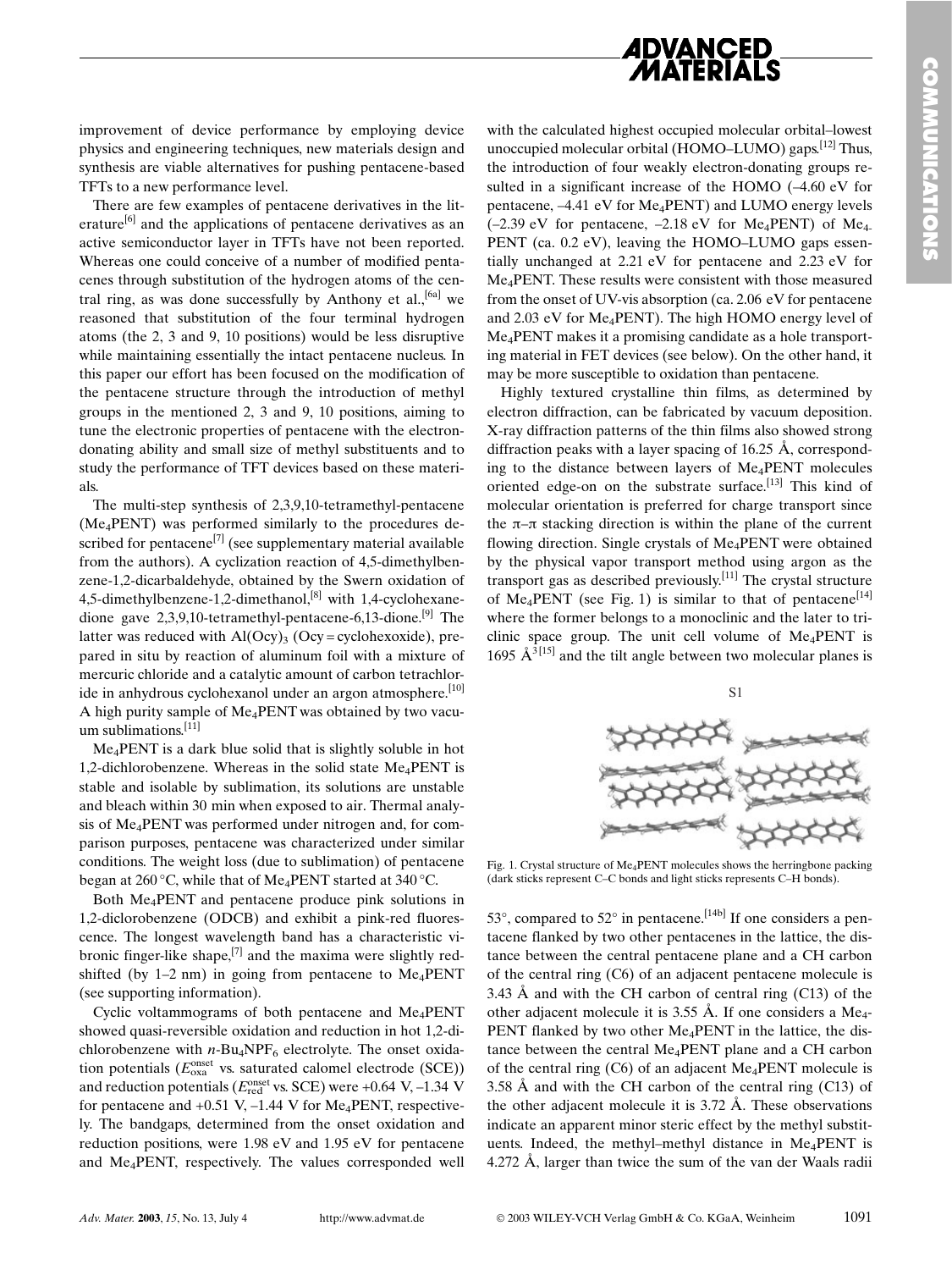improvement of device performance by employing device physics and engineering techniques, new materials design and synthesis are viable alternatives for pushing pentacene-based TFTs to a new performance level.

There are few examples of pentacene derivatives in the literature[6] and the applications of pentacene derivatives as an active semiconductor layer in TFTs have not been reported. Whereas one could conceive of a number of modified pentacenes through substitution of the hydrogen atoms of the central ring, as was done successfully by Anthony et al.,[6a] we reasoned that substitution of the four terminal hydrogen atoms (the 2, 3 and 9, 10 positions) would be less disruptive while maintaining essentially the intact pentacene nucleus. In this paper our effort has been focused on the modification of the pentacene structure through the introduction of methyl groups in the mentioned 2, 3 and 9, 10 positions, aiming to tune the electronic properties of pentacene with the electron-donating ability and small size of methyl substituents and to study the performance of TFT devices based on these materials.

The multi-step synthesis of 2,3,9,10-tetramethyl-pentacene ($Me_4PENT$) was performed similarly to the procedures described for pentacene[7] (see supplementary material available from the authors). A cyclization reaction of 4,5-dimethylbenzene-1,2-dicarbaldehyde, obtained by the Swern oxidation of 4,5-dimethylbenzene-1,2-dimethanol,[8] with 1,4-cyclohexanedione gave 2,3,9,10-tetramethyl-pentacene-6,13-dione.[9] The latter was reduced with $Al(Ocy)_3$ (Ocy = cyclohexoxide), prepared in situ by reaction of aluminum foil with a mixture of mercuric chloride and a catalytic amount of carbon tetrachloride in anhydrous cyclohexanol under an argon atmosphere.[10] A high purity sample of $Me_4PENT$ was obtained by two vacuum sublimations.[11]

$Me_4PENT$ is a dark blue solid that is slightly soluble in hot 1,2-dichlorobenzene. Whereas in the solid state $Me_4PENT$ is stable and isolable by sublimation, its solutions are unstable and bleach within 30 min when exposed to air. Thermal analysis of $Me_4PENT$ was performed under nitrogen and, for comparison purposes, pentacene was characterized under similar conditions. The weight loss (due to sublimation) of pentacene began at 260 °C, while that of $Me_4PENT$ started at 340 °C.

Both $Me_4PENT$ and pentacene produce pink solutions in 1,2-diclorobenzene (ODCB) and exhibit a pink-red fluorescence. The longest wavelength band has a characteristic vibronic finger-like shape,[7] and the maxima were slightly red-shifted (by 1–2 nm) in going from pentacene to $Me_4PENT$ (see supporting information).

Cyclic voltammograms of both pentacene and $Me_4PENT$ showed quasi-reversible oxidation and reduction in hot 1,2-dichlorobenzene with $n$-$Bu_4NPF_6$ electrolyte. The onset oxidation potentials ($E_{\text{oxa}}^{\text{onset}}$ vs. saturated calomel electrode (SCE)) and reduction potentials ($E_{\text{red}}^{\text{onset}}$ vs. SCE) were +0.64 V, –1.34 V for pentacene and +0.51 V, –1.44 V for $Me_4PENT$, respectively. The bandgaps, determined from the onset oxidation and reduction positions, were 1.98 eV and 1.95 eV for pentacene and $Me_4PENT$, respectively. The values corresponded well with the calculated highest occupied molecular orbital–lowest unoccupied molecular orbital (HOMO–LUMO) gaps.[12] Thus, the introduction of four weakly electron-donating groups resulted in a significant increase of the HOMO (–4.60 eV for pentacene, –4.41 eV for $Me_4PENT$) and LUMO energy levels (–2.39 eV for pentacene, –2.18 eV for $Me_4PENT$) of $Me_4PENT$ (ca. 0.2 eV), leaving the HOMO–LUMO gaps essentially unchanged at 2.21 eV for pentacene and 2.23 eV for $Me_4PENT$. These results were consistent with those measured from the onset of UV-vis absorption (ca. 2.06 eV for pentacene and 2.03 eV for $Me_4PENT$). The high HOMO energy level of $Me_4PENT$ makes it a promising candidate as a hole transporting material in FET devices (see below). On the other hand, it may be more susceptible to oxidation than pentacene.

Highly textured crystalline thin films, as determined by electron diffraction, can be fabricated by vacuum deposition. X-ray diffraction patterns of the thin films also showed strong diffraction peaks with a layer spacing of 16.25 Å, corresponding to the distance between layers of $Me_4PENT$ molecules oriented edge-on on the substrate surface.[13] This kind of molecular orientation is preferred for charge transport since the π–π stacking direction is within the plane of the current flowing direction. Single crystals of $Me_4PENT$ were obtained by the physical vapor transport method using argon as the transport gas as described previously.[11] The crystal structure of $Me_4PENT$ (see Fig. 1) is similar to that of pentacene[14] where the former belongs to a monoclinic and the later to triclinic space group. The unit cell volume of $Me_4PENT$ is 1695 $Å^3$ [15] and the tilt angle between two molecular planes is 53°, compared to 52° in pentacene.[14b] If one considers a pentacene flanked by two other pentacenes in the lattice, the distance between the central pentacene plane and a CH carbon of the central ring (C6) of an adjacent pentacene molecule is 3.43 Å and with the CH carbon of central ring (C13) of the other adjacent molecule it is 3.55 Å. If one considers a $Me_4PENT$ flanked by two other $Me_4PENT$ in the lattice, the distance between the central $Me_4PENT$ plane and a CH carbon of the central ring (C6) of an adjacent $Me_4PENT$ molecule is 3.58 Å and with the CH carbon of the central ring (C13) of the other adjacent molecule it is 3.72 Å. These observations indicate an apparent minor steric effect by the methyl substituents. Indeed, the methyl–methyl distance in $Me_4PENT$ is 4.272 Å, larger than twice the sum of the van der Waals radii

S1

Fig. 1. Crystal structure of $Me_4PENT$ molecules shows the herringbone packing (dark sticks represent C–C bonds and light sticks represents C–H bonds).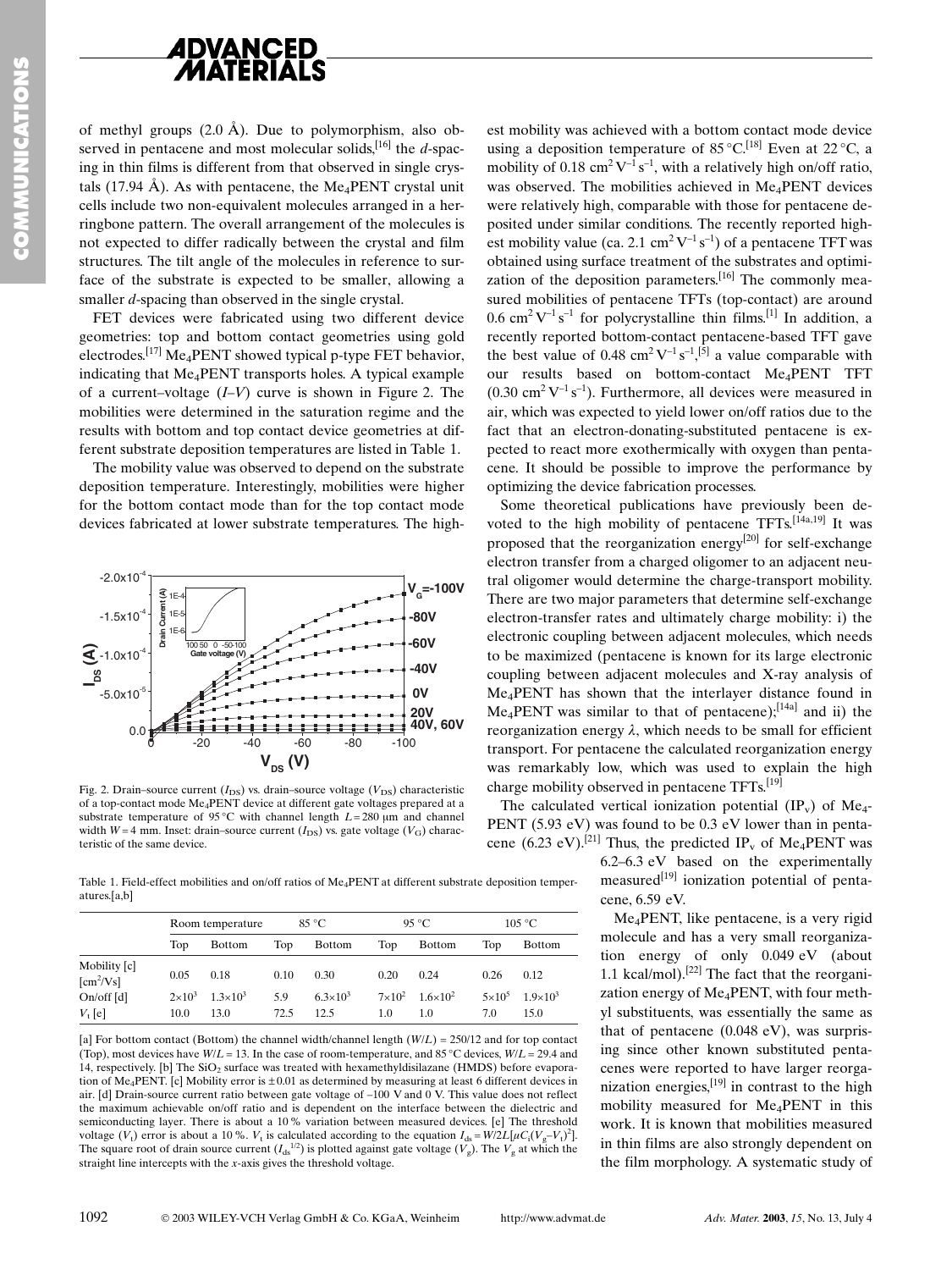of methyl groups (2.0 Å). Due to polymorphism, also observed in pentacene and most molecular solids,[16] the *d*-spacing in thin films is different from that observed in single crystals (17.94 Å). As with pentacene, the $Me_4$PENT crystal unit cells include two non-equivalent molecules arranged in a herringbone pattern. The overall arrangement of the molecules is not expected to differ radically between the crystal and film structures. The tilt angle of the molecules in reference to surface of the substrate is expected to be smaller, allowing a smaller *d*-spacing than observed in the single crystal.

FET devices were fabricated using two different device geometries: top and bottom contact geometries using gold electrodes.[17] $Me_4$PENT showed typical p-type FET behavior, indicating that $Me_4$PENT transports holes. A typical example of a current–voltage (*I*–*V*) curve is shown in Figure 2. The mobilities were determined in the saturation regime and the results with bottom and top contact device geometries at different substrate deposition temperatures are listed in Table 1.

The mobility value was observed to depend on the substrate deposition temperature. Interestingly, mobilities were higher for the bottom contact mode than for the top contact mode devices fabricated at lower substrate temperatures. The highest mobility was achieved with a bottom contact mode device using a deposition temperature of 85 °C.[18] Even at 22 °C, a mobility of 0.18 $cm^2\,V^{-1}\,s^{-1}$, with a relatively high on/off ratio, was observed. The mobilities achieved in $Me_4$PENT devices were relatively high, comparable with those for pentacene deposited under similar conditions. The recently reported highest mobility value (ca. 2.1 $cm^2\,V^{-1}\,s^{-1}$) of a pentacene TFT was obtained using surface treatment of the substrates and optimization of the deposition parameters.[16] The commonly measured mobilities of pentacene TFTs (top-contact) are around 0.6 $cm^2\,V^{-1}\,s^{-1}$ for polycrystalline thin films.[1] In addition, a recently reported bottom-contact pentacene-based TFT gave the best value of 0.48 $cm^2\,V^{-1}\,s^{-1}$,[5] a value comparable with our results based on bottom-contact $Me_4$PENT TFT (0.30 $cm^2\,V^{-1}\,s^{-1}$). Furthermore, all devices were measured in air, which was expected to yield lower on/off ratios due to the fact that an electron-donating-substituted pentacene is expected to react more exothermically with oxygen than pentacene. It should be possible to improve the performance by optimizing the device fabrication processes.

Fig. 2. Drain–source current ($I_{DS}$) vs. drain–source voltage ($V_{DS}$) characteristic of a top-contact mode $Me_4$PENT device at different gate voltages prepared at a substrate temperature of 95 °C with channel length $L$ = 280 μm and channel width $W$ = 4 mm. Inset: drain–source current ($I_{DS}$) vs. gate voltage ($V_G$) characteristic of the same device.

Table 1. Field-effect mobilities and on/off ratios of $Me_4$PENT at different substrate deposition temperatures.[a,b]

| | Room temperature | | 85 °C | | 95 °C | | 105 °C | |
|---|---|---|---|---|---|---|---|---|
| | Top | Bottom | Top | Bottom | Top | Bottom | Top | Bottom |
| Mobility [c] [$cm^2$/Vs] | 0.05 | 0.18 | 0.10 | 0.30 | 0.20 | 0.24 | 0.26 | 0.12 |
| On/off [d] | $2\times10^3$ | $1.3\times10^3$ | 5.9 | $6.3\times10^3$ | $7\times10^2$ | $1.6\times10^2$ | $5\times10^5$ | $1.9\times10^3$ |
| $V_t$ [e] | 10.0 | 13.0 | 72.5 | 12.5 | 1.0 | 1.0 | 7.0 | 15.0 |

[a] For bottom contact (Bottom) the channel width/channel length ($W/L$) = 250/12 and for top contact (Top), most devices have $W/L$ = 13. In the case of room-temperature, and 85 °C devices, $W/L$ = 29.4 and 14, respectively. [b] The $SiO_2$ surface was treated with hexamethyldisilazane (HMDS) before evaporation of $Me_4$PENT. [c] Mobility error is ±0.01 as determined by measuring at least 6 different devices in air. [d] Drain-source current ratio between gate voltage of –100 V and 0 V. This value does not reflect the maximum achievable on/off ratio and is dependent on the interface between the dielectric and semiconducting layer. There is about a 10 % variation between measured devices. [e] The threshold voltage ($V_t$) error is about a 10 %. $V_t$ is calculated according to the equation $I_{ds} = W/2L[\mu C_i(V_g - V_t)^2]$. The square root of drain source current ($I_{ds}^{1/2}$) is plotted against gate voltage ($V_g$). The $V_g$ at which the straight line intercepts with the *x*-axis gives the threshold voltage.

Some theoretical publications have previously been devoted to the high mobility of pentacene TFTs.[14a,19] It was proposed that the reorganization energy[20] for self-exchange electron transfer from a charged oligomer to an adjacent neutral oligomer would determine the charge-transport mobility. There are two major parameters that determine self-exchange electron-transfer rates and ultimately charge mobility: i) the electronic coupling between adjacent molecules, which needs to be maximized (pentacene is known for its large electronic coupling between adjacent molecules and X-ray analysis of $Me_4$PENT has shown that the interlayer distance found in $Me_4$PENT was similar to that of pentacene);[14a] and ii) the reorganization energy $\lambda$, which needs to be small for efficient transport. For pentacene the calculated reorganization energy was remarkably low, which was used to explain the high charge mobility observed in pentacene TFTs.[19]

The calculated vertical ionization potential ($IP_v$) of $Me_4$PENT (5.93 eV) was found to be 0.3 eV lower than in pentacene (6.23 eV).[21] Thus, the predicted $IP_v$ of $Me_4$PENT was 6.2–6.3 eV based on the experimentally measured[19] ionization potential of pentacene, 6.59 eV.

$Me_4$PENT, like pentacene, is a very rigid molecule and has a very small reorganization energy of only 0.049 eV (about 1.1 kcal/mol).[22] The fact that the reorganization energy of $Me_4$PENT, with four methyl substituents, was essentially the same as that of pentacene (0.048 eV), was surprising since other known substituted pentacenes were reported to have larger reorganization energies,[19] in contrast to the high mobility measured for $Me_4$PENT in this work. It is known that mobilities measured in thin films are also strongly dependent on the film morphology. A systematic study of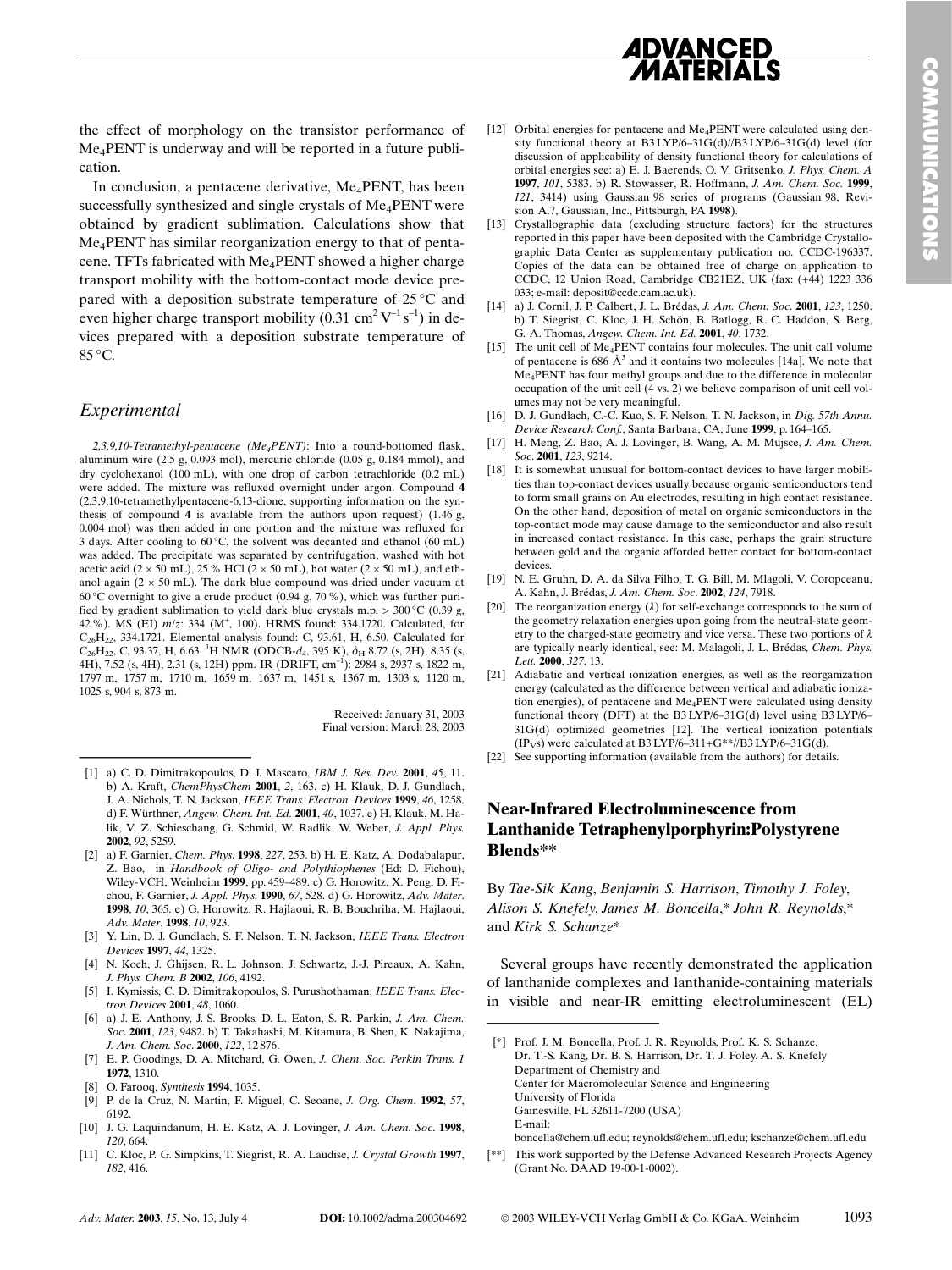the effect of morphology on the transistor performance of $Me_4$PENT is underway and will be reported in a future publication.

In conclusion, a pentacene derivative, $Me_4$PENT, has been successfully synthesized and single crystals of $Me_4$PENT were obtained by gradient sublimation. Calculations show that $Me_4$PENT has similar reorganization energy to that of pentacene. TFTs fabricated with $Me_4$PENT showed a higher charge transport mobility with the bottom-contact mode device prepared with a deposition substrate temperature of 25 °C and even higher charge transport mobility (0.31 $cm^2 V^{-1} s^{-1}$) in devices prepared with a deposition substrate temperature of 85 °C.

## Experimental

*2,3,9,10-Tetramethyl-pentacene ($Me_4$PENT)*: Into a round-bottomed flask, aluminum wire (2.5 g, 0.093 mol), mercuric chloride (0.05 g, 0.184 mmol), and dry cyclohexanol (100 mL), with one drop of carbon tetrachloride (0.2 mL) were added. The mixture was refluxed overnight under argon. Compound **4** (2,3,9,10-tetramethylpentacene-6,13-dione, supporting information on the synthesis of compound **4** is available from the authors upon request) (1.46 g, 0.004 mol) was then added in one portion and the mixture was refluxed for 3 days. After cooling to 60 °C, the solvent was decanted and ethanol (60 mL) was added. The precipitate was separated by centrifugation, washed with hot acetic acid (2 × 50 mL), 25 % HCl (2 × 50 mL), hot water (2 × 50 mL), and ethanol again (2 × 50 mL). The dark blue compound was dried under vacuum at 60 °C overnight to give a crude product (0.94 g, 70 %), which was further purified by gradient sublimation to yield dark blue crystals m.p. > 300 °C (0.39 g, 42 %). MS (EI) *m/z*: 334 ($M^+$, 100). HRMS found: 334.1720. Calculated, for $C_{26}H_{22}$, 334.1721. Elemental analysis found: C, 93.61, H, 6.50. Calculated for $C_{26}H_{22}$, C, 93.37, H, 6.63. $^1$H NMR (ODCB-$d_4$, 395 K), $\delta_H$ 8.72 (s, 2H), 8.35 (s, 4H), 7.52 (s, 4H), 2.31 (s, 12H) ppm. IR (DRIFT, $cm^{-1}$): 2984 s, 2937 s, 1822 m, 1797 m, 1757 m, 1710 m, 1659 m, 1637 m, 1451 s, 1367 m, 1303 s, 1120 m, 1025 s, 904 s, 873 m.

Received: January 31, 2003
Final version: March 28, 2003

---

[1] a) C. D. Dimitrakopoulos, D. J. Mascaro, *IBM J. Res. Dev.* **2001**, *45*, 11. b) A. Kraft, *ChemPhysChem* **2001**, *2*, 163. c) H. Klauk, D. J. Gundlach, J. A. Nichols, T. N. Jackson, *IEEE Trans. Electron. Devices* **1999**, *46*, 1258. d) F. Würthner, *Angew. Chem. Int. Ed.* **2001**, *40*, 1037. e) H. Klauk, M. Halik, V. Z. Schieschang, G. Schmid, W. Radlik, W. Weber, *J. Appl. Phys.* **2002**, *92*, 5259.

[2] a) F. Garnier, *Chem. Phys.* **1998**, *227*, 253. b) H. E. Katz, A. Dodabalapur, Z. Bao, in *Handbook of Oligo- and Polythiophenes* (Ed: D. Fichou), Wiley-VCH, Weinheim **1999**, pp. 459–489. c) G. Horowitz, X. Peng, D. Fichou, F. Garnier, *J. Appl. Phys.* **1990**, *67*, 528. d) G. Horowitz, *Adv. Mater.* **1998**, *10*, 365. e) G. Horowitz, R. Hajlaoui, R. B. Bouchriha, M. Hajlaoui, *Adv. Mater.* **1998**, *10*, 923.

[3] Y. Lin, D. J. Gundlach, S. F. Nelson, T. N. Jackson, *IEEE Trans. Electron Devices* **1997**, *44*, 1325.

[4] N. Koch, J. Ghijsen, R. L. Johnson, J. Schwartz, J.-J. Pireaux, A. Kahn, *J. Phys. Chem. B* **2002**, *106*, 4192.

[5] I. Kymissis, C. D. Dimitrakopoulos, S. Purushothaman, *IEEE Trans. Electron Devices* **2001**, *48*, 1060.

[6] a) J. E. Anthony, J. S. Brooks, D. L. Eaton, S. R. Parkin, *J. Am. Chem. Soc.* **2001**, *123*, 9482. b) T. Takahashi, M. Kitamura, B. Shen, K. Nakajima, *J. Am. Chem. Soc.* **2000**, *122*, 12 876.

[7] E. P. Goodings, D. A. Mitchard, G. Owen, *J. Chem. Soc. Perkin Trans. 1* **1972**, 1310.

[8] O. Farooq, *Synthesis* **1994**, 1035.

[9] P. de la Cruz, N. Martin, F. Miguel, C. Seoane, *J. Org. Chem.* **1992**, *57*, 6192.

[10] J. G. Laquindanum, H. E. Katz, A. J. Lovinger, *J. Am. Chem. Soc.* **1998**, *120*, 664.

[11] C. Kloc, P. G. Simpkins, T. Siegrist, R. A. Laudise, *J. Crystal Growth* **1997**, *182*, 416.

[12] Orbital energies for pentacene and $Me_4$PENT were calculated using density functional theory at B3LYP/6–31G(d)//B3LYP/6–31G(d) level (for discussion of applicability of density functional theory for calculations of orbital energies see: a) E. J. Baerends, O. V. Gritsenko, *J. Phys. Chem. A* **1997**, *101*, 5383. b) R. Stowasser, R. Hoffmann, *J. Am. Chem. Soc.* **1999**, *121*, 3414) using Gaussian 98 series of programs (Gaussian 98, Revision A.7, Gaussian, Inc., Pittsburgh, PA **1998**).

[13] Crystallographic data (excluding structure factors) for the structures reported in this paper have been deposited with the Cambridge Crystallographic Data Center as supplementary publication no. CCDC-196337. Copies of the data can be obtained free of charge on application to CCDC, 12 Union Road, Cambridge CB21EZ, UK (fax: (+44) 1223 336 033; e-mail: deposit@ccdc.cam.ac.uk).

[14] a) J. Cornil, J. P. Calbert, J. L. Brédas, *J. Am. Chem. Soc.* **2001**, *123*, 1250. b) T. Siegrist, C. Kloc, J. H. Schön, B. Batlogg, R. C. Haddon, S. Berg, G. A. Thomas, *Angew. Chem. Int. Ed.* **2001**, *40*, 1732.

[15] The unit cell of $Me_4$PENT contains four molecules. The unit call volume of pentacene is 686 Å$^3$ and it contains two molecules [14a]. We note that $Me_4$PENT has four methyl groups and due to the difference in molecular occupation of the unit cell (4 vs. 2) we believe comparison of unit cell volumes may not be very meaningful.

[16] D. J. Gundlach, C.-C. Kuo, S. F. Nelson, T. N. Jackson, in *Dig. 57th Annu. Device Research Conf.*, Santa Barbara, CA, June **1999**, p. 164–165.

[17] H. Meng, Z. Bao, A. J. Lovinger, B. Wang, A. M. Mujsce, *J. Am. Chem. Soc.* **2001**, *123*, 9214.

[18] It is somewhat unusual for bottom-contact devices to have larger mobilities than top-contact devices usually because organic semiconductors tend to form small grains on Au electrodes, resulting in high contact resistance. On the other hand, deposition of metal on organic semiconductors in the top-contact mode may cause damage to the semiconductor and also result in increased contact resistance. In this case, perhaps the grain structure between gold and the organic afforded better contact for bottom-contact devices.

[19] N. E. Gruhn, D. A. da Silva Filho, T. G. Bill, M. Mlagoli, V. Coropceanu, A. Kahn, J. Brédas, *J. Am. Chem. Soc.* **2002**, *124*, 7918.

[20] The reorganization energy ($\lambda$) for self-exchange corresponds to the sum of the geometry relaxation energies upon going from the neutral-state geometry to the charged-state geometry and vice versa. These two portions of $\lambda$ are typically nearly identical, see: M. Malagoli, J. L. Brédas, *Chem. Phys. Lett.* **2000**, *327*, 13.

[21] Adiabatic and vertical ionization energies, as well as the reorganization energy (calculated as the difference between vertical and adiabatic ionization energies), of pentacene and $Me_4$PENT were calculated using density functional theory (DFT) at the B3LYP/6–31G(d) level using B3LYP/6–31G(d) optimized geometries [12]. The vertical ionization potentials ($IP_V$s) were calculated at B3LYP/6–311+G**//B3LYP/6–31G(d).

[22] See supporting information (available from the authors) for details.

# Near-Infrared Electroluminescence from Lanthanide Tetraphenylporphyrin:Polystyrene Blends**

By *Tae-Sik Kang*, *Benjamin S. Harrison*, *Timothy J. Foley*, *Alison S. Knefely*, *James M. Boncella*,* *John R. Reynolds*,* and *Kirk S. Schanze**

Several groups have recently demonstrated the application of lanthanide complexes and lanthanide-containing materials in visible and near-IR emitting electroluminescent (EL)

---

[*] Prof. J. M. Boncella, Prof. J. R. Reynolds, Prof. K. S. Schanze, Dr. T.-S. Kang, Dr. B. S. Harrison, Dr. T. J. Foley, A. S. Knefely
Department of Chemistry and
Center for Macromolecular Science and Engineering
University of Florida
Gainesville, FL 32611-7200 (USA)
E-mail:
boncella@chem.ufl.edu; reynolds@chem.ufl.edu; kschanze@chem.ufl.edu

[**] This work supported by the Defense Advanced Research Projects Agency (Grant No. DAAD 19-00-1-0002).